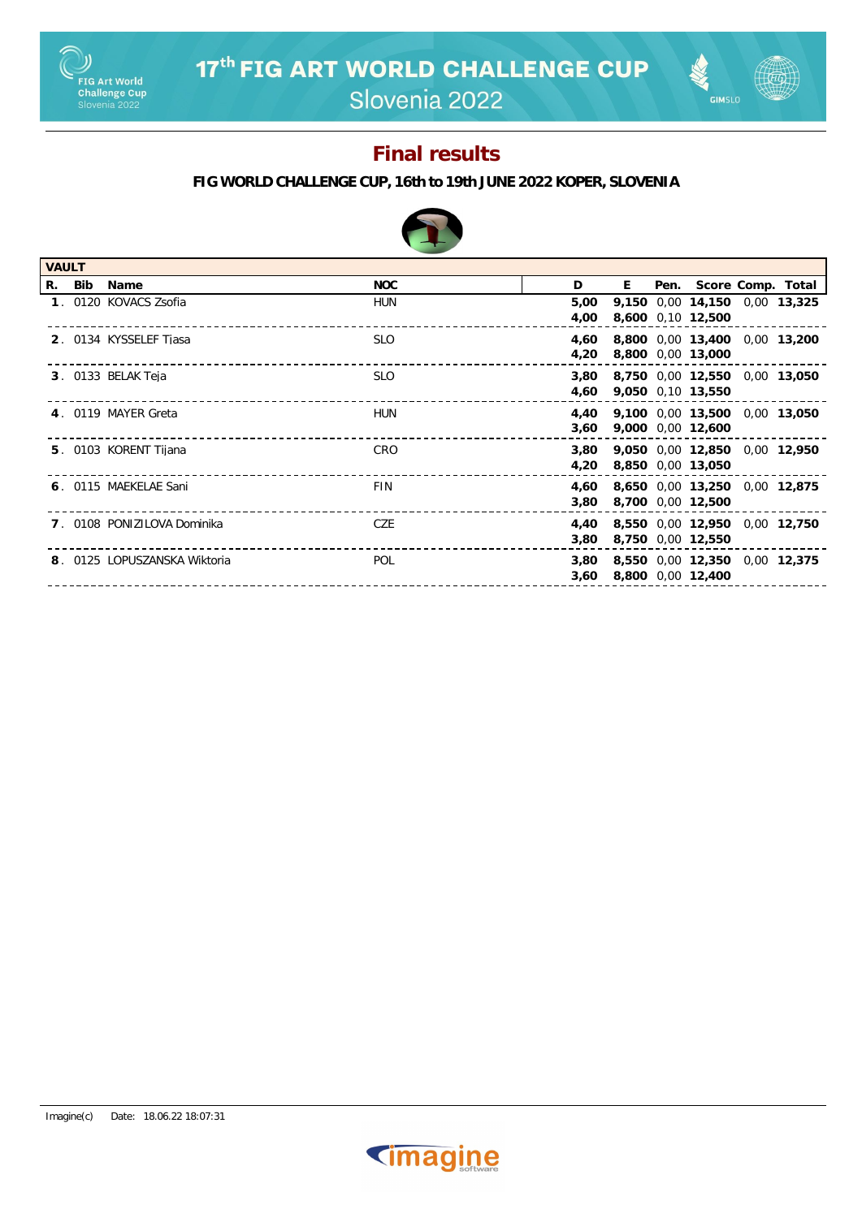# 17th FIG ART WORLD CHALLENGE CUP

Slovenia 2022

## Final results

**FIG WORLD CHALLENGE CUP, 16th to 19th JUNE 2022 KOPER, SLOVENIA**

| VAULT | | | | | | | | | |
|---|---|---|---|---|---|---|---|---|---|
| **R.** | **Bib** | **Name** | **NOC** | **D** | **E** | **Pen.** | **Score** | **Comp.** | **Total** |
| 1. | 0120 | KOVACS Zsofia | HUN | **5,00** | **9,150** | 0,00 | **14,150** | 0,00 | **13,325** |
| | | | | **4,00** | **8,600** | 0,10 | **12,500** | | |
| 2. | 0134 | KYSSELEF Tjasa | SLO | **4,60** | **8,800** | 0,00 | **13,400** | 0,00 | **13,200** |
| | | | | **4,20** | **8,800** | 0,00 | **13,000** | | |
| 3. | 0133 | BELAK Teja | SLO | **3,80** | **8,750** | 0,00 | **12,550** | 0,00 | **13,050** |
| | | | | **4,60** | **9,050** | 0,10 | **13,550** | | |
| 4. | 0119 | MAYER Greta | HUN | **4,40** | **9,100** | 0,00 | **13,500** | 0,00 | **13,050** |
| | | | | **3,60** | **9,000** | 0,00 | **12,600** | | |
| 5. | 0103 | KORENT Tijana | CRO | **3,80** | **9,050** | 0,00 | **12,850** | 0,00 | **12,950** |
| | | | | **4,20** | **8,850** | 0,00 | **13,050** | | |
| 6. | 0115 | MAEKELAE Sani | FIN | **4,60** | **8,650** | 0,00 | **13,250** | 0,00 | **12,875** |
| | | | | **3,80** | **8,700** | 0,00 | **12,500** | | |
| 7. | 0108 | PONIZILOVA Dominika | CZE | **4,40** | **8,550** | 0,00 | **12,950** | 0,00 | **12,750** |
| | | | | **3,80** | **8,750** | 0,00 | **12,550** | | |
| 8. | 0125 | LOPUSZANSKA Wiktoria | POL | **3,80** | **8,550** | 0,00 | **12,350** | 0,00 | **12,375** |
| | | | | **3,60** | **8,800** | 0,00 | **12,400** | | |

Imagine(c) Date: 18.06.22 18:07:31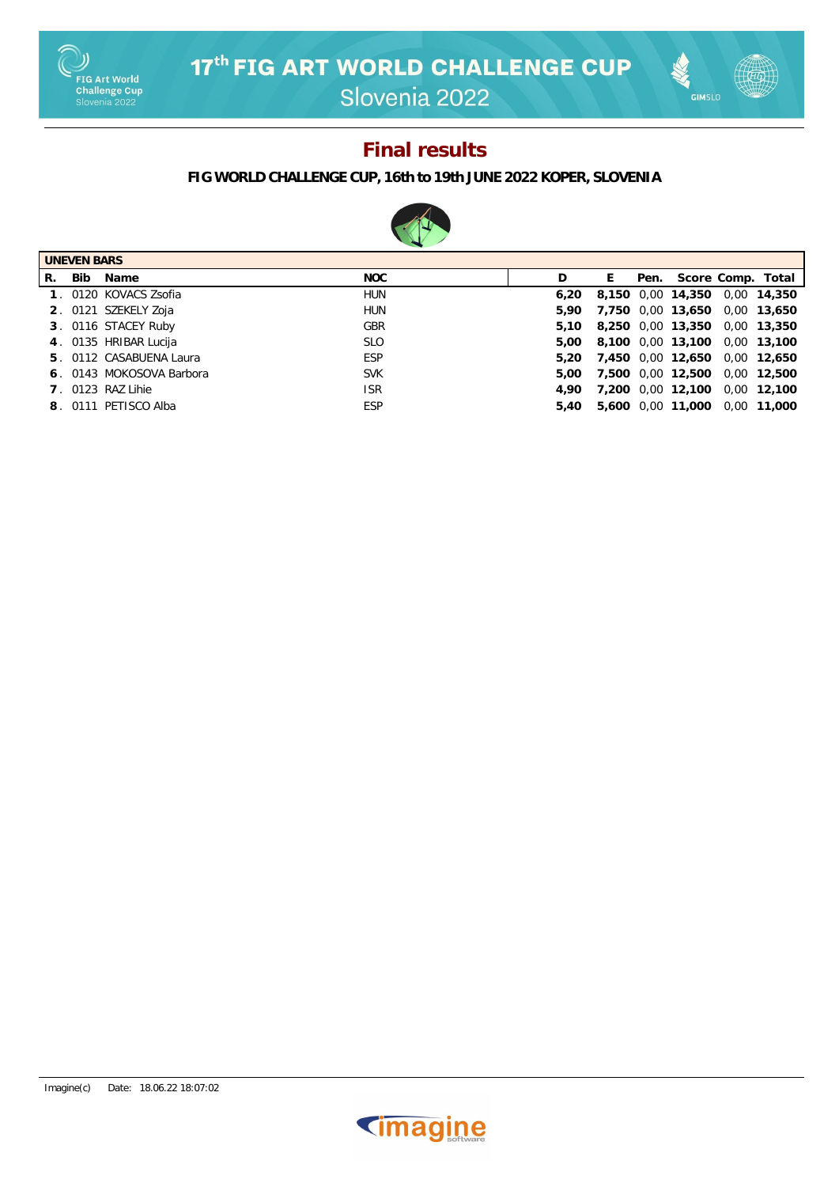# 17th FIG ART WORLD CHALLENGE CUP

Slovenia 2022

## Final results

**FIG WORLD CHALLENGE CUP, 16th to 19th JUNE 2022 KOPER, SLOVENIA**

**UNEVEN BARS**

| R. | Bib | Name | NOC | D | E | Pen. | Score | Comp. | Total |
|---|---|---|---|---|---|---|---|---|---|
| 1. | 0120 | KOVACS Zsofia | HUN | 6,20 | 8,150 | 0,00 | 14,350 | 0,00 | 14,350 |
| 2. | 0121 | SZEKELY Zoja | HUN | 5,90 | 7,750 | 0,00 | 13,650 | 0,00 | 13,650 |
| 3. | 0116 | STACEY Ruby | GBR | 5,10 | 8,250 | 0,00 | 13,350 | 0,00 | 13,350 |
| 4. | 0135 | HRIBAR Lucija | SLO | 5,00 | 8,100 | 0,00 | 13,100 | 0,00 | 13,100 |
| 5. | 0112 | CASABUENA Laura | ESP | 5,20 | 7,450 | 0,00 | 12,650 | 0,00 | 12,650 |
| 6. | 0143 | MOKOSOVA Barbora | SVK | 5,00 | 7,500 | 0,00 | 12,500 | 0,00 | 12,500 |
| 7. | 0123 | RAZ Lihie | ISR | 4,90 | 7,200 | 0,00 | 12,100 | 0,00 | 12,100 |
| 8. | 0111 | PETISCO Alba | ESP | 5,40 | 5,600 | 0,00 | 11,000 | 0,00 | 11,000 |

Imagine(c) Date: 18.06.22 18:07:02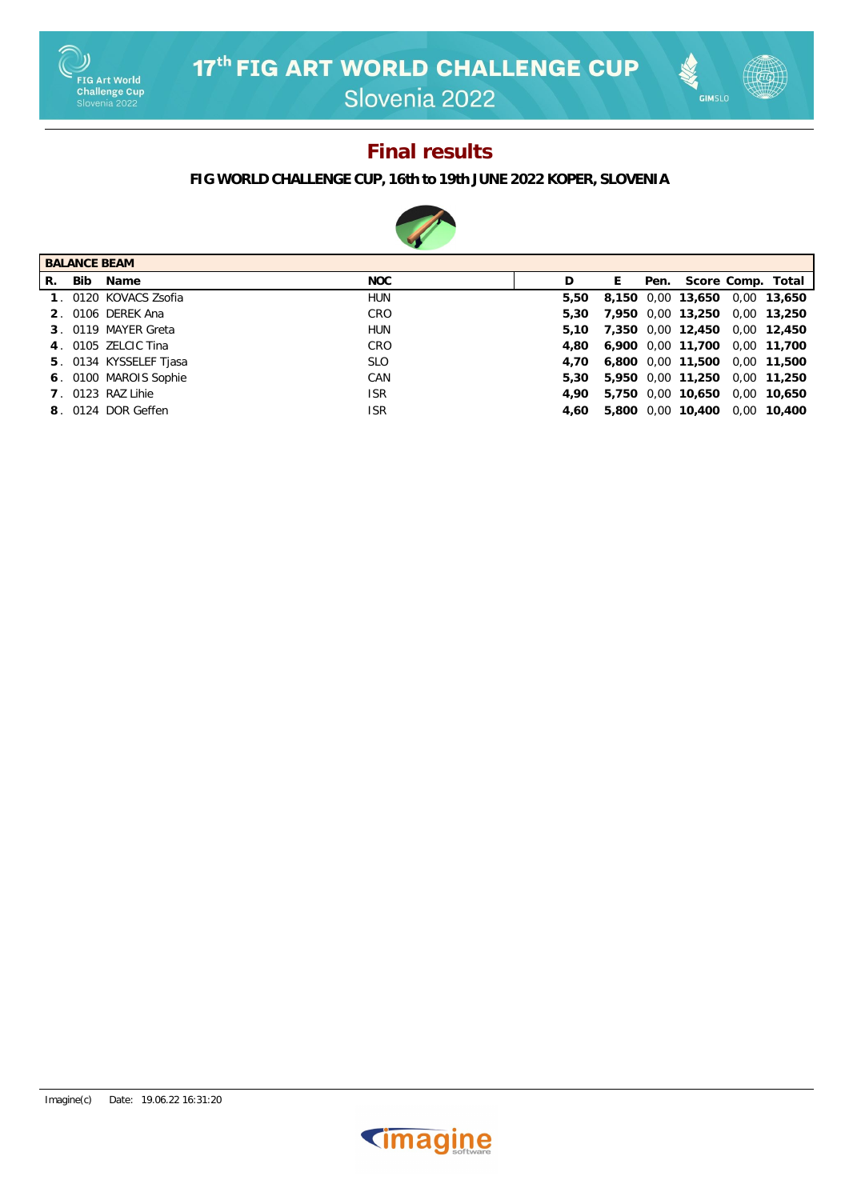# 17th FIG ART WORLD CHALLENGE CUP
## Slovenia 2022

## Final results

**FIG WORLD CHALLENGE CUP, 16th to 19th JUNE 2022 KOPER, SLOVENIA**

| BALANCE BEAM | | | | | | | | | |
|---|---|---|---|---|---|---|---|---|---|
| R. | Bib | Name | NOC | D | E | Pen. | Score | Comp. | Total |
| 1. | 0120 | KOVACS Zsofia | HUN | 5,50 | 8,150 | 0,00 | 13,650 | 0,00 | 13,650 |
| 2. | 0106 | DEREK Ana | CRO | 5,30 | 7,950 | 0,00 | 13,250 | 0,00 | 13,250 |
| 3. | 0119 | MAYER Greta | HUN | 5,10 | 7,350 | 0,00 | 12,450 | 0,00 | 12,450 |
| 4. | 0105 | ZELCIC Tina | CRO | 4,80 | 6,900 | 0,00 | 11,700 | 0,00 | 11,700 |
| 5. | 0134 | KYSSELEF Tjasa | SLO | 4,70 | 6,800 | 0,00 | 11,500 | 0,00 | 11,500 |
| 6. | 0100 | MAROIS Sophie | CAN | 5,30 | 5,950 | 0,00 | 11,250 | 0,00 | 11,250 |
| 7. | 0123 | RAZ Lihie | ISR | 4,90 | 5,750 | 0,00 | 10,650 | 0,00 | 10,650 |
| 8. | 0124 | DOR Geffen | ISR | 4,60 | 5,800 | 0,00 | 10,400 | 0,00 | 10,400 |

Imagine(c) Date: 19.06.22 16:31:20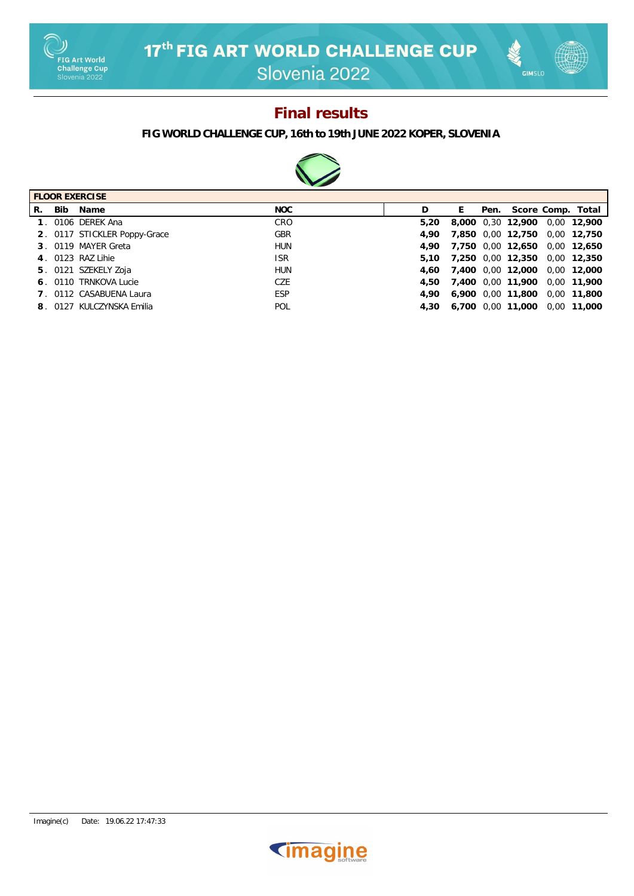## Final results

**FIG WORLD CHALLENGE CUP, 16th to 19th JUNE 2022 KOPER, SLOVENIA**

**FLOOR EXERCISE**

| R. | Bib | Name | NOC | D | E | Pen. | Score | Comp. | Total |
|---|---|---|---|---|---|---|---|---|---|
| 1. | 0106 | DEREK Ana | CRO | 5,20 | 8,000 | 0,30 | 12,900 | 0,00 | 12,900 |
| 2. | 0117 | STICKLER Poppy-Grace | GBR | 4,90 | 7,850 | 0,00 | 12,750 | 0,00 | 12,750 |
| 3. | 0119 | MAYER Greta | HUN | 4,90 | 7,750 | 0,00 | 12,650 | 0,00 | 12,650 |
| 4. | 0123 | RAZ Lihie | ISR | 5,10 | 7,250 | 0,00 | 12,350 | 0,00 | 12,350 |
| 5. | 0121 | SZEKELY Zoja | HUN | 4,60 | 7,400 | 0,00 | 12,000 | 0,00 | 12,000 |
| 6. | 0110 | TRNKOVA Lucie | CZE | 4,50 | 7,400 | 0,00 | 11,900 | 0,00 | 11,900 |
| 7. | 0112 | CASABUENA Laura | ESP | 4,90 | 6,900 | 0,00 | 11,800 | 0,00 | 11,800 |
| 8. | 0127 | KULCZYNSKA Emilia | POL | 4,30 | 6,700 | 0,00 | 11,000 | 0,00 | 11,000 |

Imagine(c) Date: 19.06.22 17:47:33